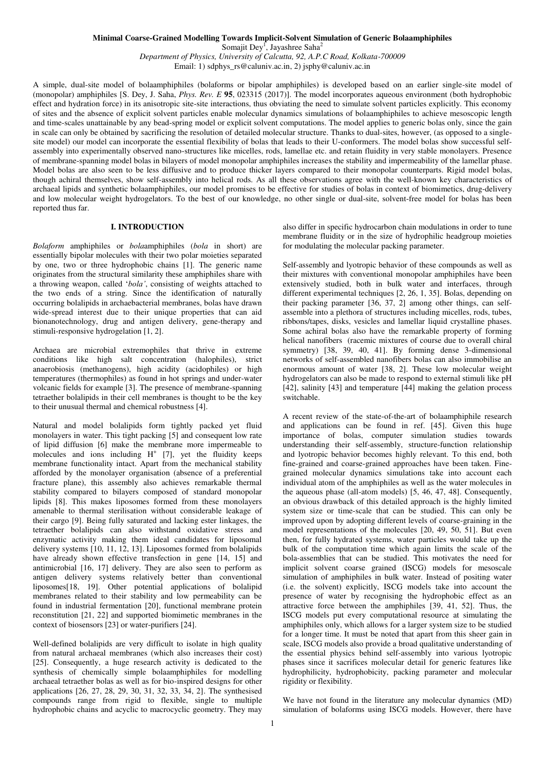# Minimal Coarse-Grained Modelling Towards Implicit-Solvent Simulation of Generic Bolaamphiphiles

Somajit Dey[1], Jayashree Saha[2]

*Department of Physics, University of Calcutta, 92, A.P.C Road, Kolkata-700009*

Email: 1) sdphys_rs@caluniv.ac.in, 2) jsphy@caluniv.ac.in

A simple, dual-site model of bolaamphiphiles (bolaforms or bipolar amphiphiles) is developed based on an earlier single-site model of (monopolar) amphiphiles [S. Dey, J. Saha, *Phys. Rev. E* **95**, 023315 (2017)]. The model incorporates aqueous environment (both hydrophobic effect and hydration force) in its anisotropic site-site interactions, thus obviating the need to simulate solvent particles explicitly. This economy of sites and the absence of explicit solvent particles enable molecular dynamics simulations of bolaamphiphiles to achieve mesoscopic length and time-scales unattainable by any bead-spring model or explicit solvent computations. The model applies to generic bolas only, since the gain in scale can only be obtained by sacrificing the resolution of detailed molecular structure. Thanks to dual-sites, however, (as opposed to a single-site model) our model can incorporate the essential flexibility of bolas that leads to their U-conformers. The model bolas show successful self-assembly into experimentally observed nano-structures like micelles, rods, lamellae etc. and retain fluidity in very stable monolayers. Presence of membrane-spanning model bolas in bilayers of model monopolar amphiphiles increases the stability and impermeability of the lamellar phase. Model bolas are also seen to be less diffusive and to produce thicker layers compared to their monopolar counterparts. Rigid model bolas, though achiral themselves, show self-assembly into helical rods. As all these observations agree with the well-known key characteristics of archaeal lipids and synthetic bolaamphiphiles, our model promises to be effective for studies of bolas in context of biomimetics, drug-delivery and low molecular weight hydrogelators. To the best of our knowledge, no other single or dual-site, solvent-free model for bolas has been reported thus far.

## I. INTRODUCTION

*Bolaform* amphiphiles or *bola*amphiphiles (*bola* in short) are essentially bipolar molecules with their two polar moieties separated by one, two or three hydrophobic chains [1]. The generic name originates from the structural similarity these amphiphiles share with a throwing weapon, called '*bola'*, consisting of weights attached to the two ends of a string. Since the identification of naturally occurring bolalipids in archaebacterial membranes, bolas have drawn wide-spread interest due to their unique properties that can aid bionanotechnology, drug and antigen delivery, gene-therapy and stimuli-responsive hydrogelation [1, 2].

Archaea are microbial extremophiles that thrive in extreme conditions like high salt concentration (halophiles), strict anaerobiosis (methanogens), high acidity (acidophiles) or high temperatures (thermophiles) as found in hot springs and under-water volcanic fields for example [3]. The presence of membrane-spanning tetraether bolalipids in their cell membranes is thought to be the key to their unusual thermal and chemical robustness [4].

Natural and model bolalipids form tightly packed yet fluid monolayers in water. This tight packing [5] and consequent low rate of lipid diffusion [6] make the membrane more impermeable to molecules and ions including $H^+$ [7], yet the fluidity keeps membrane functionality intact. Apart from the mechanical stability afforded by the monolayer organisation (absence of a preferential fracture plane), this assembly also achieves remarkable thermal stability compared to bilayers composed of standard monopolar lipids [8]. This makes liposomes formed from these monolayers amenable to thermal sterilisation without considerable leakage of their cargo [9]. Being fully saturated and lacking ester linkages, the tetraether bolalipids can also withstand oxidative stress and enzymatic activity making them ideal candidates for liposomal delivery systems [10, 11, 12, 13]. Liposomes formed from bolalipids have already shown effective transfection in gene [14, 15] and antimicrobial [16, 17] delivery. They are also seen to perform as antigen delivery systems relatively better than conventional liposomes[18, 19]. Other potential applications of bolalipid membranes related to their stability and low permeability can be found in industrial fermentation [20], functional membrane protein reconstitution [21, 22] and supported biomimetic membranes in the context of biosensors [23] or water-purifiers [24].

Well-defined bolalipids are very difficult to isolate in high quality from natural archaeal membranes (which also increases their cost) [25]. Consequently, a huge research activity is dedicated to the synthesis of chemically simple bolaamphiphiles for modelling archaeal tetraether bolas as well as for bio-inspired designs for other applications [26, 27, 28, 29, 30, 31, 32, 33, 34, 2]. The synthesised compounds range from rigid to flexible, single to multiple hydrophobic chains and acyclic to macrocyclic geometry. They may also differ in specific hydrocarbon chain modulations in order to tune membrane fluidity or in the size of hydrophilic headgroup moieties for modulating the molecular packing parameter.

Self-assembly and lyotropic behavior of these compounds as well as their mixtures with conventional monopolar amphiphiles have been extensively studied, both in bulk water and interfaces, through different experimental techniques [2, 26, 1, 35]. Bolas, depending on their packing parameter [36, 37, 2] among other things, can self-assemble into a plethora of structures including micelles, rods, tubes, ribbons/tapes, disks, vesicles and lamellar liquid crystalline phases. Some achiral bolas also have the remarkable property of forming helical nanofibers (racemic mixtures of course due to overall chiral symmetry) [38, 39, 40, 41]. By forming dense 3-dimensional networks of self-assembled nanofibers bolas can also immobilise an enormous amount of water [38, 2]. These low molecular weight hydrogelators can also be made to respond to external stimuli like pH [42], salinity [43] and temperature [44] making the gelation process switchable.

A recent review of the state-of-the-art of bolaamphiphile research and applications can be found in ref. [45]. Given this huge importance of bolas, computer simulation studies towards understanding their self-assembly, structure-function relationship and lyotropic behavior becomes highly relevant. To this end, both fine-grained and coarse-grained approaches have been taken. Fine-grained molecular dynamics simulations take into account each individual atom of the amphiphiles as well as the water molecules in the aqueous phase (all-atom models) [5, 46, 47, 48]. Consequently, an obvious drawback of this detailed approach is the highly limited system size or time-scale that can be studied. This can only be improved upon by adopting different levels of coarse-graining in the model representations of the molecules [20, 49, 50, 51]. But even then, for fully hydrated systems, water particles would take up the bulk of the computation time which again limits the scale of the bola-assemblies that can be studied. This motivates the need for implicit solvent coarse grained (ISCG) models for mesoscale simulation of amphiphiles in bulk water. Instead of positing water (i.e. the solvent) explicitly, ISCG models take into account the presence of water by recognising the hydrophobic effect as an attractive force between the amphiphiles [39, 41, 52]. Thus, the ISCG models put every computational resource at simulating the amphiphiles only, which allows for a larger system size to be studied for a longer time. It must be noted that apart from this sheer gain in scale, ISCG models also provide a broad qualitative understanding of the essential physics behind self-assembly into various lyotropic phases since it sacrifices molecular detail for generic features like hydrophilicity, hydrophobicity, packing parameter and molecular rigidity or flexibility.

We have not found in the literature any molecular dynamics (MD) simulation of bolaforms using ISCG models. However, there have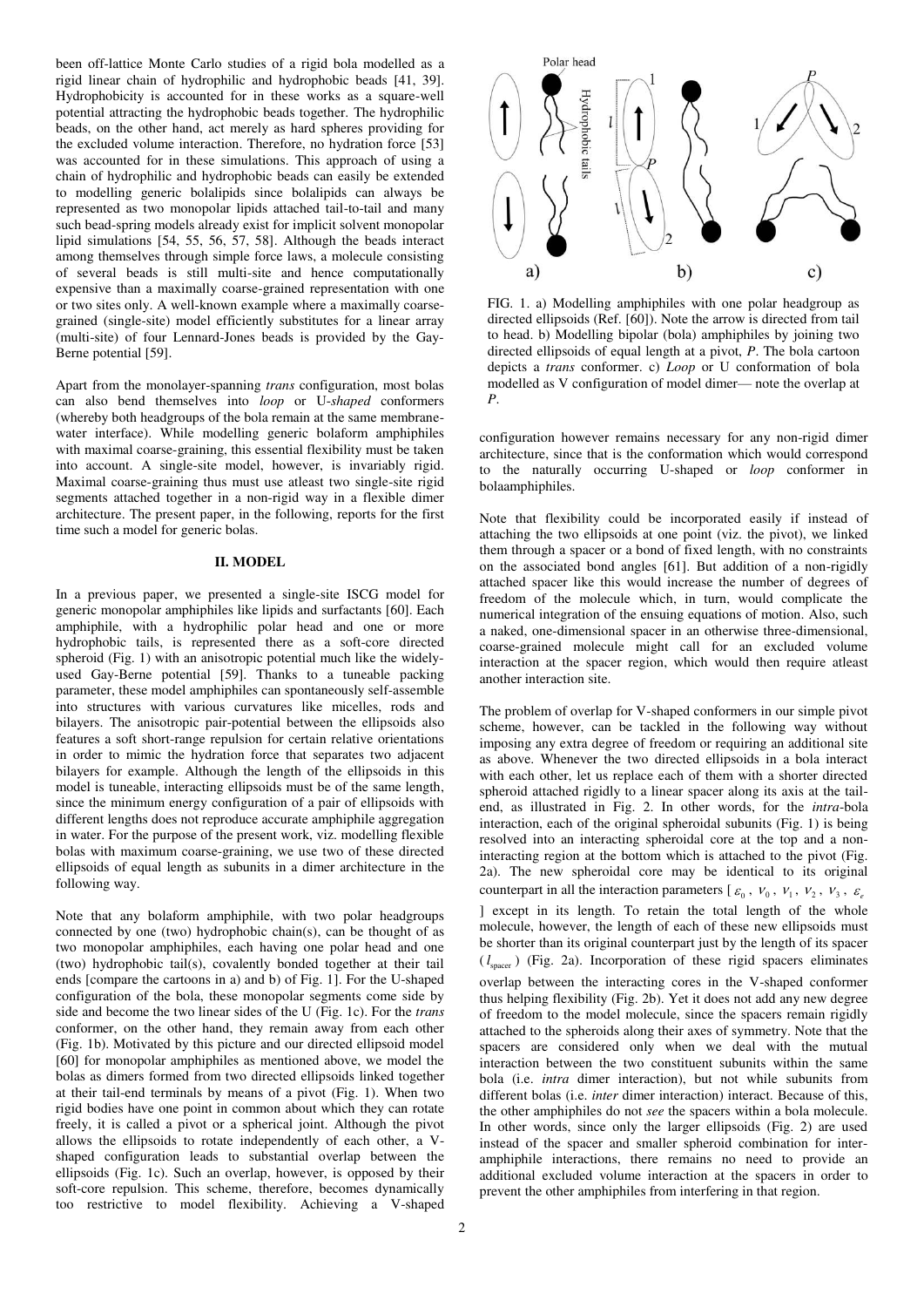been off-lattice Monte Carlo studies of a rigid bola modelled as a rigid linear chain of hydrophilic and hydrophobic beads [41, 39]. Hydrophobicity is accounted for in these works as a square-well potential attracting the hydrophobic beads together. The hydrophilic beads, on the other hand, act merely as hard spheres providing for the excluded volume interaction. Therefore, no hydration force [53] was accounted for in these simulations. This approach of using a chain of hydrophilic and hydrophobic beads can easily be extended to modelling generic bolalipids since bolalipids can always be represented as two monopolar lipids attached tail-to-tail and many such bead-spring models already exist for implicit solvent monopolar lipid simulations [54, 55, 56, 57, 58]. Although the beads interact among themselves through simple force laws, a molecule consisting of several beads is still multi-site and hence computationally expensive than a maximally coarse-grained representation with one or two sites only. A well-known example where a maximally coarse-grained (single-site) model efficiently substitutes for a linear array (multi-site) of four Lennard-Jones beads is provided by the Gay-Berne potential [59].

Apart from the monolayer-spanning *trans* configuration, most bolas can also bend themselves into *loop* or U-*shaped* conformers (whereby both headgroups of the bola remain at the same membrane-water interface). While modelling generic bolaform amphiphiles with maximal coarse-graining, this essential flexibility must be taken into account. A single-site model, however, is invariably rigid. Maximal coarse-graining thus must use atleast two single-site rigid segments attached together in a non-rigid way in a flexible dimer architecture. The present paper, in the following, reports for the first time such a model for generic bolas.

## II. MODEL

In a previous paper, we presented a single-site ISCG model for generic monopolar amphiphiles like lipids and surfactants [60]. Each amphiphile, with a hydrophilic polar head and one or more hydrophobic tails, is represented there as a soft-core directed spheroid (Fig. 1) with an anisotropic potential much like the widely-used Gay-Berne potential [59]. Thanks to a tuneable packing parameter, these model amphiphiles can spontaneously self-assemble into structures with various curvatures like micelles, rods and bilayers. The anisotropic pair-potential between the ellipsoids also features a soft short-range repulsion for certain relative orientations in order to mimic the hydration force that separates two adjacent bilayers for example. Although the length of the ellipsoids in this model is tuneable, interacting ellipsoids must be of the same length, since the minimum energy configuration of a pair of ellipsoids with different lengths does not reproduce accurate amphiphile aggregation in water. For the purpose of the present work, viz. modelling flexible bolas with maximum coarse-graining, we use two of these directed ellipsoids of equal length as subunits in a dimer architecture in the following way.

Note that any bolaform amphiphile, with two polar headgroups connected by one (two) hydrophobic chain(s), can be thought of as two monopolar amphiphiles, each having one polar head and one (two) hydrophobic tail(s), covalently bonded together at their tail ends [compare the cartoons in a) and b) of Fig. 1]. For the U-shaped configuration of the bola, these monopolar segments come side by side and become the two linear sides of the U (Fig. 1c). For the *trans* conformer, on the other hand, they remain away from each other (Fig. 1b). Motivated by this picture and our directed ellipsoid model [60] for monopolar amphiphiles as mentioned above, we model the bolas as dimers formed from two directed ellipsoids linked together at their tail-end terminals by means of a pivot (Fig. 1). When two rigid bodies have one point in common about which they can rotate freely, it is called a pivot or a spherical joint. Although the pivot allows the ellipsoids to rotate independently of each other, a V-shaped configuration leads to substantial overlap between the ellipsoids (Fig. 1c). Such an overlap, however, is opposed by their soft-core repulsion. This scheme, therefore, becomes dynamically too restrictive to model flexibility. Achieving a V-shaped configuration however remains necessary for any non-rigid dimer architecture, since that is the conformation which would correspond to the naturally occurring U-shaped or *loop* conformer in bolaamphiphiles.

FIG. 1. a) Modelling amphiphiles with one polar headgroup as directed ellipsoids (Ref. [60]). Note the arrow is directed from tail to head. b) Modelling bipolar (bola) amphiphiles by joining two directed ellipsoids of equal length at a pivot, *P*. The bola cartoon depicts a *trans* conformer. c) *Loop* or U conformation of bola modelled as V configuration of model dimer— note the overlap at *P*.

Note that flexibility could be incorporated easily if instead of attaching the two ellipsoids at one point (viz. the pivot), we linked them through a spacer or a bond of fixed length, with no constraints on the associated bond angles [61]. But addition of a non-rigidly attached spacer like this would increase the number of degrees of freedom of the molecule which, in turn, would complicate the numerical integration of the ensuing equations of motion. Also, such a naked, one-dimensional spacer in an otherwise three-dimensional, coarse-grained molecule might call for an excluded volume interaction at the spacer region, which would then require atleast another interaction site.

The problem of overlap for V-shaped conformers in our simple pivot scheme, however, can be tackled in the following way without imposing any extra degree of freedom or requiring an additional site as above. Whenever the two directed ellipsoids in a bola interact with each other, let us replace each of them with a shorter directed spheroid attached rigidly to a linear spacer along its axis at the tail-end, as illustrated in Fig. 2. In other words, for the *intra*-bola interaction, each of the original spheroidal subunits (Fig. 1) is being resolved into an interacting spheroidal core at the top and a non-interacting region at the bottom which is attached to the pivot (Fig. 2a). The new spheroidal core may be identical to its original counterpart in all the interaction parameters [$\varepsilon_0$, $\nu_0$, $\nu_1$, $\nu_2$, $\nu_3$, $\varepsilon_e$] except in its length. To retain the total length of the whole molecule, however, the length of each of these new ellipsoids must be shorter than its original counterpart just by the length of its spacer ($l_{\text{spacer}}$) (Fig. 2a). Incorporation of these rigid spacers eliminates overlap between the interacting cores in the V-shaped conformer thus helping flexibility (Fig. 2b). Yet it does not add any new degree of freedom to the model molecule, since the spacers remain rigidly attached to the spheroids along their axes of symmetry. Note that the spacers are considered only when we deal with the mutual interaction between the two constituent subunits within the same bola (i.e. *intra* dimer interaction), but not while subunits from different bolas (i.e. *inter* dimer interaction) interact. Because of this, the other amphiphiles do not *see* the spacers within a bola molecule. In other words, since only the larger ellipsoids (Fig. 2) are used instead of the spacer and smaller spheroid combination for inter-amphiphile interactions, there remains no need to provide an additional excluded volume interaction at the spacers in order to prevent the other amphiphiles from interfering in that region.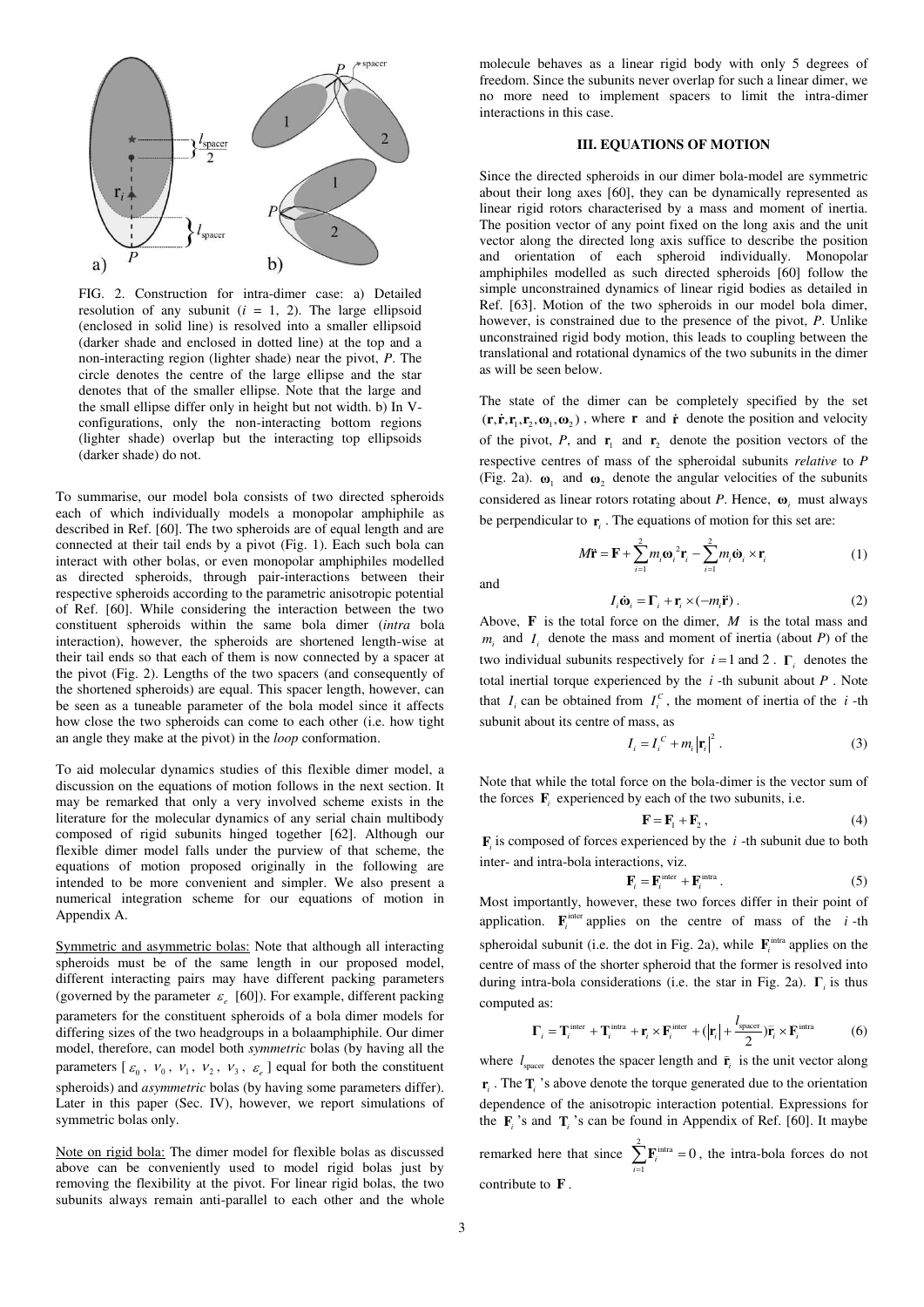FIG. 2. Construction for intra-dimer case: a) Detailed resolution of any subunit ($i$ = 1, 2). The large ellipsoid (enclosed in solid line) is resolved into a smaller ellipsoid (darker shade and enclosed in dotted line) at the top and a non-interacting region (lighter shade) near the pivot, *P*. The circle denotes the centre of the large ellipse and the star denotes that of the smaller ellipse. Note that the large and the small ellipse differ only in height but not width. b) In V-configurations, only the non-interacting bottom regions (lighter shade) overlap but the interacting top ellipsoids (darker shade) do not.

To summarise, our model bola consists of two directed spheroids each of which individually models a monopolar amphiphile as described in Ref. [60]. The two spheroids are of equal length and are connected at their tail ends by a pivot (Fig. 1). Each such bola can interact with other bolas, or even monopolar amphiphiles modelled as directed spheroids, through pair-interactions between their respective spheroids according to the parametric anisotropic potential of Ref. [60]. While considering the interaction between the two constituent spheroids within the same bola dimer (*intra* bola interaction), however, the spheroids are shortened length-wise at their tail ends so that each of them is now connected by a spacer at the pivot (Fig. 2). Lengths of the two spacers (and consequently of the shortened spheroids) are equal. This spacer length, however, can be seen as a tuneable parameter of the bola model since it affects how close the two spheroids can come to each other (i.e. how tight an angle they make at the pivot) in the *loop* conformation.

To aid molecular dynamics studies of this flexible dimer model, a discussion on the equations of motion follows in the next section. It may be remarked that only a very involved scheme exists in the literature for the molecular dynamics of any serial chain multibody composed of rigid subunits hinged together [62]. Although our flexible dimer model falls under the purview of that scheme, the equations of motion proposed originally in the following are intended to be more convenient and simpler. We also present a numerical integration scheme for our equations of motion in Appendix A.

Symmetric and asymmetric bolas: Note that although all interacting spheroids must be of the same length in our proposed model, different interacting pairs may have different packing parameters (governed by the parameter $\varepsilon_e$ [60]). For example, different packing parameters for the constituent spheroids of a bola dimer models for differing sizes of the two headgroups in a bolaamphiphile. Our dimer model, therefore, can model both *symmetric* bolas (by having all the parameters [ $\varepsilon_0$, $\nu_0$, $\nu_1$, $\nu_2$, $\nu_3$, $\varepsilon_e$ ] equal for both the constituent spheroids) and *asymmetric* bolas (by having some parameters differ). Later in this paper (Sec. IV), however, we report simulations of symmetric bolas only.

Note on rigid bola: The dimer model for flexible bolas as discussed above can be conveniently used to model rigid bolas just by removing the flexibility at the pivot. For linear rigid bolas, the two subunits always remain anti-parallel to each other and the whole molecule behaves as a linear rigid body with only 5 degrees of freedom. Since the subunits never overlap for such a linear dimer, we no more need to implement spacers to limit the intra-dimer interactions in this case.

## III. EQUATIONS OF MOTION

Since the directed spheroids in our dimer bola-model are symmetric about their long axes [60], they can be dynamically represented as linear rigid rotors characterised by a mass and moment of inertia. The position vector of any point fixed on the long axis and the unit vector along the directed long axis suffice to describe the position and orientation of each spheroid individually. Monopolar amphiphiles modelled as such directed spheroids [60] follow the simple unconstrained dynamics of linear rigid bodies as detailed in Ref. [63]. Motion of the two spheroids in our model bola dimer, however, is constrained due to the presence of the pivot, *P*. Unlike unconstrained rigid body motion, this leads to coupling between the translational and rotational dynamics of the two subunits in the dimer as will be seen below.

The state of the dimer can be completely specified by the set $(\mathbf{r}, \dot{\mathbf{r}}, \mathbf{r}_1, \mathbf{r}_2, \boldsymbol{\omega}_1, \boldsymbol{\omega}_2)$, where $\mathbf{r}$ and $\dot{\mathbf{r}}$ denote the position and velocity of the pivot, *P*, and $\mathbf{r}_1$ and $\mathbf{r}_2$ denote the position vectors of the respective centres of mass of the spheroidal subunits *relative* to *P* (Fig. 2a). $\boldsymbol{\omega}_1$ and $\boldsymbol{\omega}_2$ denote the angular velocities of the subunits considered as linear rotors rotating about *P*. Hence, $\boldsymbol{\omega}_i$ must always be perpendicular to $\mathbf{r}_i$. The equations of motion for this set are:

$$M\ddot{\mathbf{r}} = \mathbf{F} + \sum_{i=1}^{2} m_i \omega_i^2 \mathbf{r}_i - \sum_{i=1}^{2} m_i \dot{\boldsymbol{\omega}}_i \times \mathbf{r}_i \tag{1}$$

and

$$I_i \dot{\boldsymbol{\omega}}_i = \boldsymbol{\Gamma}_i + \mathbf{r}_i \times (-m_i \ddot{\mathbf{r}}). \tag{2}$$

Above, $\mathbf{F}$ is the total force on the dimer, $M$ is the total mass and $m_i$ and $I_i$ denote the mass and moment of inertia (about *P*) of the two individual subunits respectively for $i = 1$ and $2$. $\boldsymbol{\Gamma}_i$ denotes the total inertial torque experienced by the $i$-th subunit about $P$. Note that $I_i$ can be obtained from $I_i^C$, the moment of inertia of the $i$-th subunit about its centre of mass, as

$$I_i = I_i^C + m_i |\mathbf{r}_i|^2. \tag{3}$$

Note that while the total force on the bola-dimer is the vector sum of the forces $\mathbf{F}_i$ experienced by each of the two subunits, i.e.

$$\mathbf{F} = \mathbf{F}_1 + \mathbf{F}_2, \tag{4}$$

$\mathbf{F}_i$ is composed of forces experienced by the $i$-th subunit due to both inter- and intra-bola interactions, viz.

$$\mathbf{F}_i = \mathbf{F}_i^{\text{inter}} + \mathbf{F}_i^{\text{intra}}. \tag{5}$$

Most importantly, however, these two forces differ in their point of application. $\mathbf{F}_i^{\text{inter}}$ applies on the centre of mass of the $i$-th spheroidal subunit (i.e. the dot in Fig. 2a), while $\mathbf{F}_i^{\text{intra}}$ applies on the centre of mass of the shorter spheroid that the former is resolved into during intra-bola considerations (i.e. the star in Fig. 2a). $\boldsymbol{\Gamma}_i$ is thus computed as:

$$\boldsymbol{\Gamma}_i = \mathbf{T}_i^{\text{inter}} + \mathbf{T}_i^{\text{intra}} + \mathbf{r}_i \times \mathbf{F}_i^{\text{inter}} + (|\mathbf{r}_i| + \frac{l_{\text{spacer}}}{2})\hat{\mathbf{r}}_i \times \mathbf{F}_i^{\text{intra}} \tag{6}$$

where $l_{\text{spacer}}$ denotes the spacer length and $\hat{\mathbf{r}}_i$ is the unit vector along $\mathbf{r}_i$. The $\mathbf{T}_i$'s above denote the torque generated due to the orientation dependence of the anisotropic interaction potential. Expressions for the $\mathbf{F}_i$'s and $\mathbf{T}_i$'s can be found in Appendix of Ref. [60]. It maybe remarked here that since $\sum_{i=1}^{2} \mathbf{F}_i^{\text{intra}} = 0$, the intra-bola forces do not contribute to $\mathbf{F}$.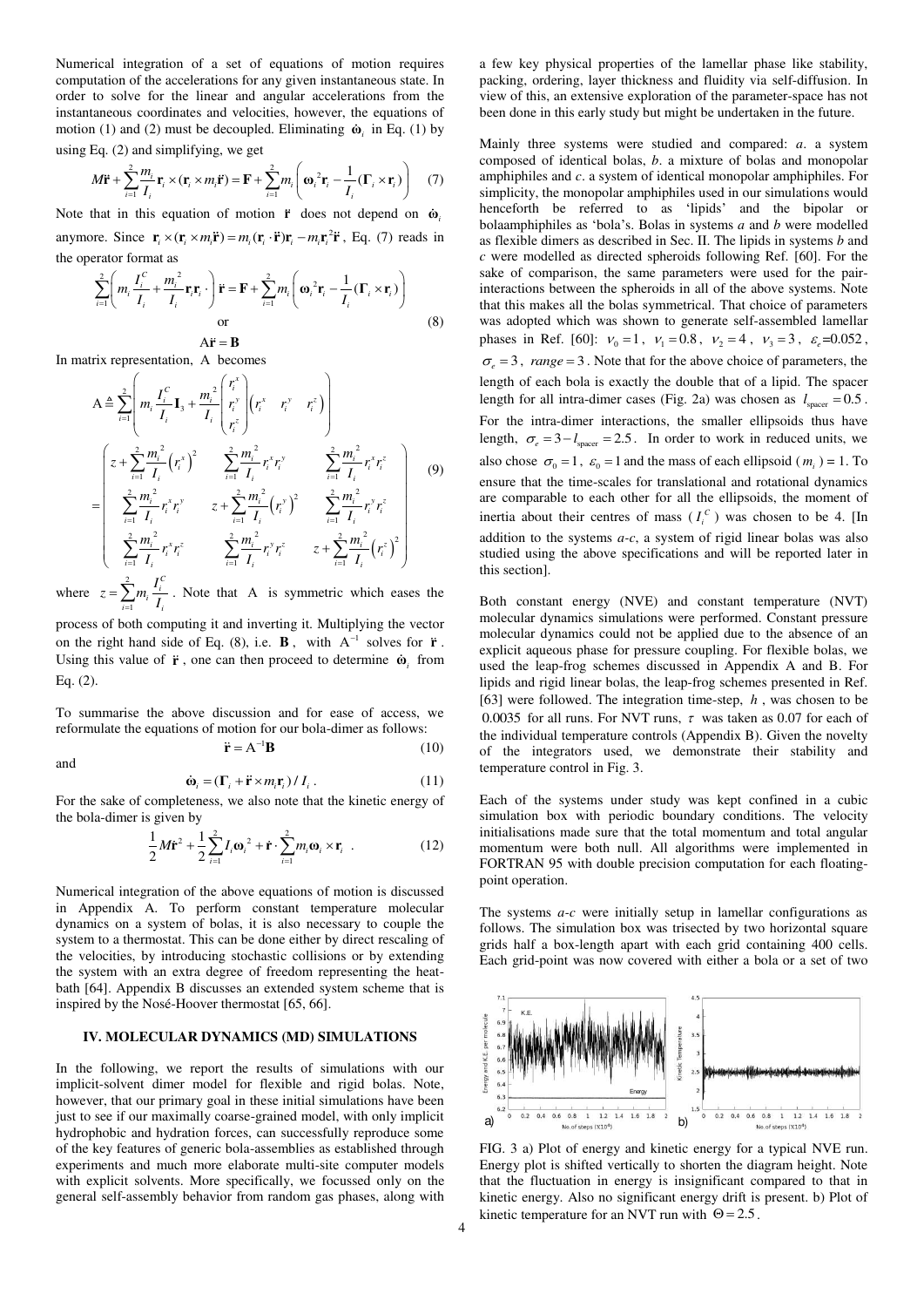Numerical integration of a set of equations of motion requires computation of the accelerations for any given instantaneous state. In order to solve for the linear and angular accelerations from the instantaneous coordinates and velocities, however, the equations of motion (1) and (2) must be decoupled. Eliminating $\dot{\boldsymbol{\omega}}_i$ in Eq. (1) by using Eq. (2) and simplifying, we get

$$M\ddot{\mathbf{r}} + \sum_{i=1}^{2} \frac{m_i}{I_i} \mathbf{r}_i \times (\mathbf{r}_i \times m_i \ddot{\mathbf{r}}) = \mathbf{F} + \sum_{i=1}^{2} m_i \left( \boldsymbol{\omega}_i^2 \mathbf{r}_i - \frac{1}{I_i} (\boldsymbol{\Gamma}_i \times \mathbf{r}_i) \right) \quad (7)$$

Note that in this equation of motion $\ddot{\mathbf{r}}$ does not depend on $\dot{\boldsymbol{\omega}}_i$ anymore. Since $\mathbf{r}_i \times (\mathbf{r}_i \times m_i \ddot{\mathbf{r}}) = m_i (\mathbf{r}_i \cdot \ddot{\mathbf{r}}) \mathbf{r}_i - m_i \mathbf{r}_i^2 \ddot{\mathbf{r}}$, Eq. (7) reads in the operator format as

$$\sum_{i=1}^{2} \left( m_i \frac{I_i^C}{I_i} + \frac{m_i^2}{I_i} \mathbf{r}_i \mathbf{r}_i \cdot \right) \ddot{\mathbf{r}} = \mathbf{F} + \sum_{i=1}^{2} m_i \left( \boldsymbol{\omega}_i^2 \mathbf{r}_i - \frac{1}{I_i} (\boldsymbol{\Gamma}_i \times \mathbf{r}_i) \right)$$

or

$$\mathrm{A}\ddot{\mathbf{r}} = \mathbf{B} \quad (8)$$

In matrix representation, A becomes

$$\mathrm{A} \triangleq \sum_{i=1}^{2} \left( m_i \frac{I_i^C}{I_i} \mathbf{I}_3 + \frac{m_i^2}{I_i} \begin{pmatrix} r_i^x \\ r_i^y \\ r_i^z \end{pmatrix} \begin{pmatrix} r_i^x & r_i^y & r_i^z \end{pmatrix} \right)$$

$$= \begin{pmatrix} z + \sum_{i=1}^{2} \frac{m_i^2}{I_i} (r_i^x)^2 & \sum_{i=1}^{2} \frac{m_i^2}{I_i} r_i^x r_i^y & \sum_{i=1}^{2} \frac{m_i^2}{I_i} r_i^x r_i^z \\ \sum_{i=1}^{2} \frac{m_i^2}{I_i} r_i^x r_i^y & z + \sum_{i=1}^{2} \frac{m_i^2}{I_i} (r_i^y)^2 & \sum_{i=1}^{2} \frac{m_i^2}{I_i} r_i^y r_i^z \\ \sum_{i=1}^{2} \frac{m_i^2}{I_i} r_i^x r_i^z & \sum_{i=1}^{2} \frac{m_i^2}{I_i} r_i^y r_i^z & z + \sum_{i=1}^{2} \frac{m_i^2}{I_i} (r_i^z)^2 \end{pmatrix} \quad (9)$$

where $z = \sum_{i=1}^{2} m_i \frac{I_i^C}{I_i}$. Note that A is symmetric which eases the process of both computing it and inverting it. Multiplying the vector on the right hand side of Eq. (8), i.e. $\mathbf{B}$, with $\mathrm{A}^{-1}$ solves for $\ddot{\mathbf{r}}$. Using this value of $\ddot{\mathbf{r}}$, one can then proceed to determine $\dot{\boldsymbol{\omega}}_i$ from Eq. (2).

To summarise the above discussion and for ease of access, we reformulate the equations of motion for our bola-dimer as follows:

$$\ddot{\mathbf{r}} = \mathrm{A}^{-1}\mathbf{B} \quad (10)$$

and

$$\dot{\boldsymbol{\omega}}_i = (\boldsymbol{\Gamma}_i + \ddot{\mathbf{r}} \times m_i \mathbf{r}_i) / I_i . \quad (11)$$

For the sake of completeness, we also note that the kinetic energy of the bola-dimer is given by

$$\frac{1}{2} M \dot{\mathbf{r}}^2 + \frac{1}{2} \sum_{i=1}^{2} I_i \boldsymbol{\omega}_i^2 + \dot{\mathbf{r}} \cdot \sum_{i=1}^{2} m_i \boldsymbol{\omega}_i \times \mathbf{r}_i . \quad (12)$$

Numerical integration of the above equations of motion is discussed in Appendix A. To perform constant temperature molecular dynamics on a system of bolas, it is also necessary to couple the system to a thermostat. This can be done either by direct rescaling of the velocities, by introducing stochastic collisions or by extending the system with an extra degree of freedom representing the heat-bath [64]. Appendix B discusses an extended system scheme that is inspired by the Nosé-Hoover thermostat [65, 66].

## IV. MOLECULAR DYNAMICS (MD) SIMULATIONS

In the following, we report the results of simulations with our implicit-solvent dimer model for flexible and rigid bolas. Note, however, that our primary goal in these initial simulations have been just to see if our maximally coarse-grained model, with only implicit hydrophobic and hydration forces, can successfully reproduce some of the key features of generic bola-assemblies as established through experiments and much more elaborate multi-site computer models with explicit solvents. More specifically, we focussed only on the general self-assembly behavior from random gas phases, along with a few key physical properties of the lamellar phase like stability, packing, ordering, layer thickness and fluidity via self-diffusion. In view of this, an extensive exploration of the parameter-space has not been done in this early study but might be undertaken in the future.

Mainly three systems were studied and compared: *a*. a system composed of identical bolas, *b*. a mixture of bolas and monopolar amphiphiles and *c*. a system of identical monopolar amphiphiles. For simplicity, the monopolar amphiphiles used in our simulations would henceforth be referred to as 'lipids' and the bipolar or bolaamphiphiles as 'bola's. Bolas in systems *a* and *b* were modelled as flexible dimers as described in Sec. II. The lipids in systems *b* and *c* were modelled as directed spheroids following Ref. [60]. For the sake of comparison, the same parameters were used for the pair-interactions between the spheroids in all of the above systems. Note that this makes all the bolas symmetrical. That choice of parameters was adopted which was shown to generate self-assembled lamellar phases in Ref. [60]: $\nu_0 = 1$, $\nu_1 = 0.8$, $\nu_2 = 4$, $\nu_3 = 3$, $\varepsilon_e = 0.052$, $\sigma_e = 3$, $range = 3$. Note that for the above choice of parameters, the length of each bola is exactly the double that of a lipid. The spacer length for all intra-dimer cases (Fig. 2a) was chosen as $l_{\text{spacer}} = 0.5$. For the intra-dimer interactions, the smaller ellipsoids thus have length, $\sigma_e = 3 - l_{\text{spacer}} = 2.5$. In order to work in reduced units, we also chose $\sigma_0 = 1$, $\varepsilon_0 = 1$ and the mass of each ellipsoid ($m_i$) = 1. To ensure that the time-scales for translational and rotational dynamics are comparable to each other for all the ellipsoids, the moment of inertia about their centres of mass ($I_i^C$) was chosen to be 4. [In addition to the systems *a-c*, a system of rigid linear bolas was also studied using the above specifications and will be reported later in this section].

Both constant energy (NVE) and constant temperature (NVT) molecular dynamics simulations were performed. Constant pressure molecular dynamics could not be applied due to the absence of an explicit aqueous phase for pressure coupling. For flexible bolas, we used the leap-frog schemes discussed in Appendix A and B. For lipids and rigid linear bolas, the leap-frog schemes presented in Ref. [63] were followed. The integration time-step, $h$, was chosen to be 0.0035 for all runs. For NVT runs, $\tau$ was taken as 0.07 for each of the individual temperature controls (Appendix B). Given the novelty of the integrators used, we demonstrate their stability and temperature control in Fig. 3.

Each of the systems under study was kept confined in a cubic simulation box with periodic boundary conditions. The velocity initialisations made sure that the total momentum and total angular momentum were both null. All algorithms were implemented in FORTRAN 95 with double precision computation for each floating-point operation.

The systems *a-c* were initially setup in lamellar configurations as follows. The simulation box was trisected by two horizontal square grids half a box-length apart with each grid containing 400 cells. Each grid-point was now covered with either a bola or a set of two

FIG. 3 a) Plot of energy and kinetic energy for a typical NVE run. Energy plot is shifted vertically to shorten the diagram height. Note that the fluctuation in energy is insignificant compared to that in kinetic energy. Also no significant energy drift is present. b) Plot of kinetic temperature for an NVT run with $\Theta = 2.5$.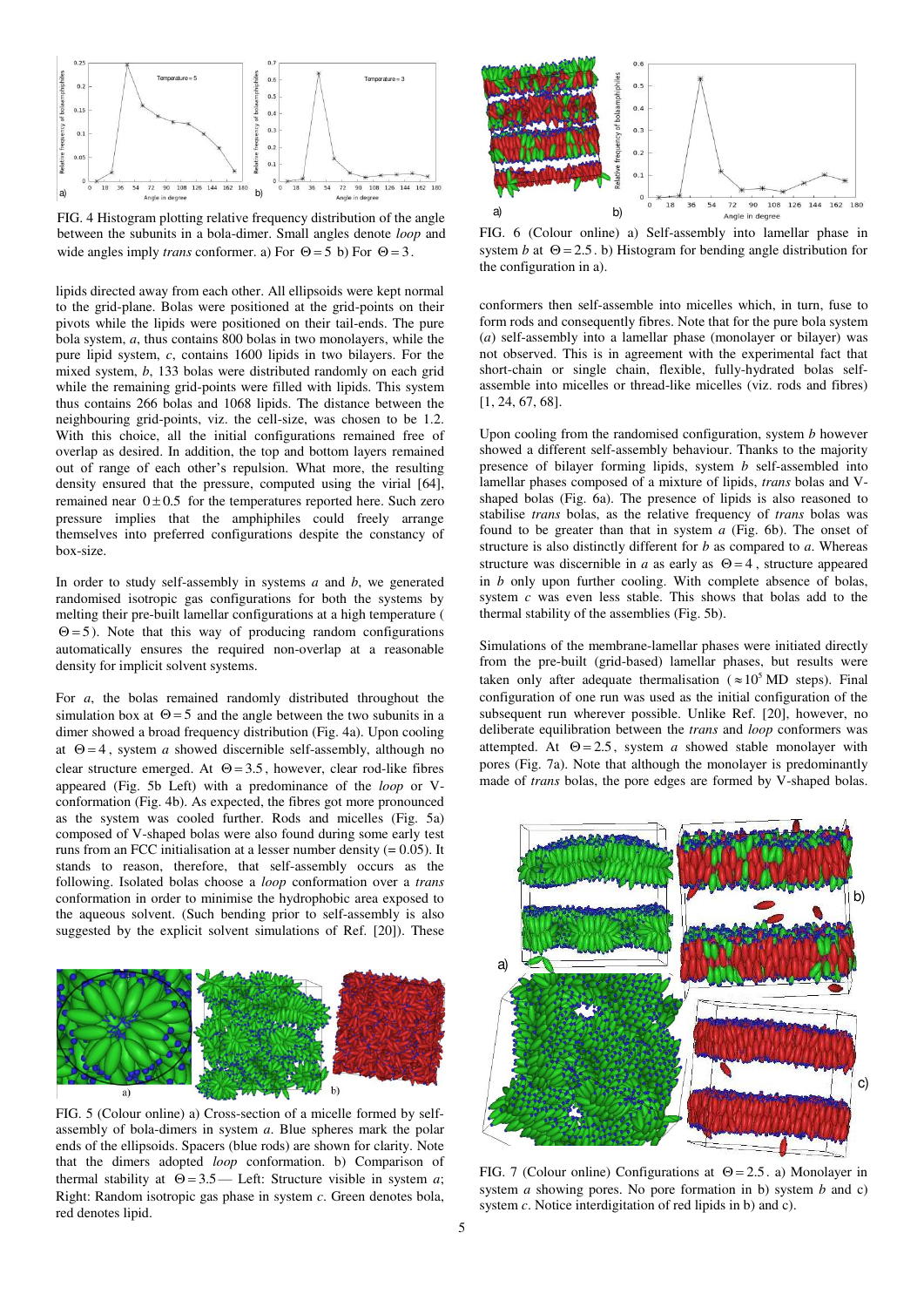FIG. 4 Histogram plotting relative frequency distribution of the angle between the subunits in a bola-dimer. Small angles denote *loop* and wide angles imply *trans* conformer. a) For $\Theta = 5$ b) For $\Theta = 3$.

lipids directed away from each other. All ellipsoids were kept normal to the grid-plane. Bolas were positioned at the grid-points on their pivots while the lipids were positioned on their tail-ends. The pure bola system, *a*, thus contains 800 bolas in two monolayers, while the pure lipid system, *c*, contains 1600 lipids in two bilayers. For the mixed system, *b*, 133 bolas were distributed randomly on each grid while the remaining grid-points were filled with lipids. This system thus contains 266 bolas and 1068 lipids. The distance between the neighbouring grid-points, viz. the cell-size, was chosen to be 1.2. With this choice, all the initial configurations remained free of overlap as desired. In addition, the top and bottom layers remained out of range of each other's repulsion. What more, the resulting density ensured that the pressure, computed using the virial [64], remained near $0 \pm 0.5$ for the temperatures reported here. Such zero pressure implies that the amphiphiles could freely arrange themselves into preferred configurations despite the constancy of box-size.

In order to study self-assembly in systems *a* and *b*, we generated randomised isotropic gas configurations for both the systems by melting their pre-built lamellar configurations at a high temperature ($\Theta = 5$). Note that this way of producing random configurations automatically ensures the required non-overlap at a reasonable density for implicit solvent systems.

For *a*, the bolas remained randomly distributed throughout the simulation box at $\Theta = 5$ and the angle between the two subunits in a dimer showed a broad frequency distribution (Fig. 4a). Upon cooling at $\Theta = 4$, system *a* showed discernible self-assembly, although no clear structure emerged. At $\Theta = 3.5$, however, clear rod-like fibres appeared (Fig. 5b Left) with a predominance of the *loop* or V-conformation (Fig. 4b). As expected, the fibres got more pronounced as the system was cooled further. Rods and micelles (Fig. 5a) composed of V-shaped bolas were also found during some early test runs from an FCC initialisation at a lesser number density (= 0.05). It stands to reason, therefore, that self-assembly occurs as the following. Isolated bolas choose a *loop* conformation over a *trans* conformation in order to minimise the hydrophobic area exposed to the aqueous solvent. (Such bending prior to self-assembly is also suggested by the explicit solvent simulations of Ref. [20]). These conformers then self-assemble into micelles which, in turn, fuse to form rods and consequently fibres. Note that for the pure bola system (*a*) self-assembly into a lamellar phase (monolayer or bilayer) was not observed. This is in agreement with the experimental fact that short-chain or single chain, flexible, fully-hydrated bolas self-assemble into micelles or thread-like micelles (viz. rods and fibres) [1, 24, 67, 68].

FIG. 5 (Colour online) a) Cross-section of a micelle formed by self-assembly of bola-dimers in system *a*. Blue spheres mark the polar ends of the ellipsoids. Spacers (blue rods) are shown for clarity. Note that the dimers adopted *loop* conformation. b) Comparison of thermal stability at $\Theta = 3.5$ — Left: Structure visible in system *a*; Right: Random isotropic gas phase in system *c*. Green denotes bola, red denotes lipid.

FIG. 6 (Colour online) a) Self-assembly into lamellar phase in system *b* at $\Theta = 2.5$. b) Histogram for bending angle distribution for the configuration in a).

Upon cooling from the randomised configuration, system *b* however showed a different self-assembly behaviour. Thanks to the majority presence of bilayer forming lipids, system *b* self-assembled into lamellar phases composed of a mixture of lipids, *trans* bolas and V-shaped bolas (Fig. 6a). The presence of lipids is also reasoned to stabilise *trans* bolas, as the relative frequency of *trans* bolas was found to be greater than that in system *a* (Fig. 6b). The onset of structure is also distinctly different for *b* as compared to *a*. Whereas structure was discernible in *a* as early as $\Theta = 4$, structure appeared in *b* only upon further cooling. With complete absence of bolas, system *c* was even less stable. This shows that bolas add to the thermal stability of the assemblies (Fig. 5b).

Simulations of the membrane-lamellar phases were initiated directly from the pre-built (grid-based) lamellar phases, but results were taken only after adequate thermalisation ($\approx 10^5$ MD steps). Final configuration of one run was used as the initial configuration of the subsequent run wherever possible. Unlike Ref. [20], however, no deliberate equilibration between the *trans* and *loop* conformers was attempted. At $\Theta = 2.5$, system *a* showed stable monolayer with pores (Fig. 7a). Note that although the monolayer is predominantly made of *trans* bolas, the pore edges are formed by V-shaped bolas.

FIG. 7 (Colour online) Configurations at $\Theta = 2.5$. a) Monolayer in system *a* showing pores. No pore formation in b) system *b* and c) system *c*. Notice interdigitation of red lipids in b) and c).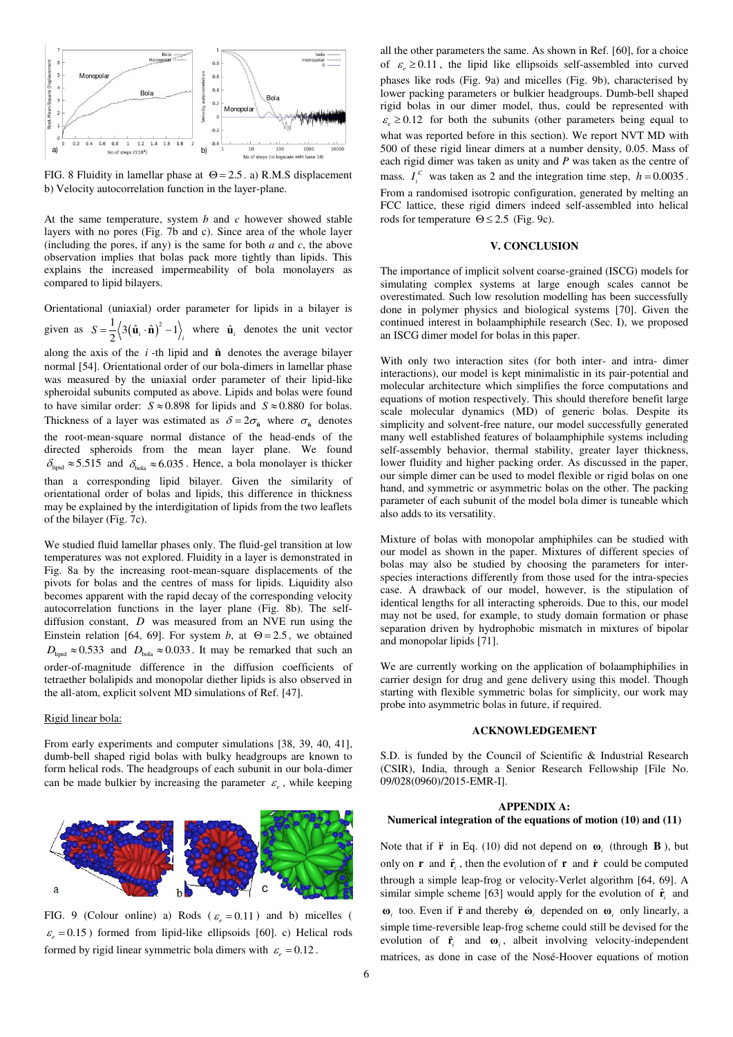FIG. 8 Fluidity in lamellar phase at $\Theta = 2.5$. a) R.M.S displacement b) Velocity autocorrelation function in the layer-plane.

At the same temperature, system *b* and *c* however showed stable layers with no pores (Fig. 7b and c). Since area of the whole layer (including the pores, if any) is the same for both *a* and *c*, the above observation implies that bolas pack more tightly than lipids. This explains the increased impermeability of bola monolayers as compared to lipid bilayers.

Orientational (uniaxial) order parameter for lipids in a bilayer is given as $S = \frac{1}{2}\left\langle 3(\hat{\mathbf{u}}_i \cdot \hat{\mathbf{n}})^2 - 1 \right\rangle_i$ where $\hat{\mathbf{u}}_i$ denotes the unit vector along the axis of the $i$-th lipid and $\hat{\mathbf{n}}$ denotes the average bilayer normal [54]. Orientational order of our bola-dimers in lamellar phase was measured by the uniaxial order parameter of their lipid-like spheroidal subunits computed as above. Lipids and bolas were found to have similar order: $S \approx 0.898$ for lipids and $S \approx 0.880$ for bolas. Thickness of a layer was estimated as $\delta = 2\sigma_{\hat{\mathbf{n}}}$ where $\sigma_{\hat{\mathbf{n}}}$ denotes the root-mean-square normal distance of the head-ends of the directed spheroids from the mean layer plane. We found $\delta_{\text{lipid}} \approx 5.515$ and $\delta_{\text{bola}} \approx 6.035$. Hence, a bola monolayer is thicker than a corresponding lipid bilayer. Given the similarity of orientational order of bolas and lipids, this difference in thickness may be explained by the interdigitation of lipids from the two leaflets of the bilayer (Fig. 7c).

We studied fluid lamellar phases only. The fluid-gel transition at low temperatures was not explored. Fluidity in a layer is demonstrated in Fig. 8a by the increasing root-mean-square displacements of the pivots for bolas and the centres of mass for lipids. Liquidity also becomes apparent with the rapid decay of the corresponding velocity autocorrelation functions in the layer plane (Fig. 8b). The self-diffusion constant, $D$ was measured from an NVE run using the Einstein relation [64, 69]. For system *b*, at $\Theta = 2.5$, we obtained $D_{\text{lipid}} \approx 0.533$ and $D_{\text{bola}} \approx 0.033$. It may be remarked that such an order-of-magnitude difference in the diffusion coefficients of tetraether bolalipids and monopolar diether lipids is also observed in the all-atom, explicit solvent MD simulations of Ref. [47].

Rigid linear bola:

From early experiments and computer simulations [38, 39, 40, 41], dumb-bell shaped rigid bolas with bulky headgroups are known to form helical rods. The headgroups of each subunit in our bola-dimer can be made bulkier by increasing the parameter $\varepsilon_e$, while keeping all the other parameters the same. As shown in Ref. [60], for a choice of $\varepsilon_e \geq 0.11$, the lipid like ellipsoids self-assembled into curved phases like rods (Fig. 9a) and micelles (Fig. 9b), characterised by lower packing parameters or bulkier headgroups. Dumb-bell shaped rigid bolas in our dimer model, thus, could be represented with $\varepsilon_e \geq 0.12$ for both the subunits (other parameters being equal to what was reported before in this section). We report NVT MD with 500 of these rigid linear dimers at a number density, 0.05. Mass of each rigid dimer was taken as unity and $P$ was taken as the centre of mass. $I_i^C$ was taken as 2 and the integration time step, $h = 0.0035$. From a randomised isotropic configuration, generated by melting an FCC lattice, these rigid dimers indeed self-assembled into helical rods for temperature $\Theta \leq 2.5$ (Fig. 9c).

FIG. 9 (Colour online) a) Rods ($\varepsilon_e = 0.11$) and b) micelles ($\varepsilon_e = 0.15$) formed from lipid-like ellipsoids [60]. c) Helical rods formed by rigid linear symmetric bola dimers with $\varepsilon_e = 0.12$.

## V. CONCLUSION

The importance of implicit solvent coarse-grained (ISCG) models for simulating complex systems at large enough scales cannot be overestimated. Such low resolution modelling has been successfully done in polymer physics and biological systems [70]. Given the continued interest in bolaamphiphile research (Sec. I), we proposed an ISCG dimer model for bolas in this paper.

With only two interaction sites (for both inter- and intra- dimer interactions), our model is kept minimalistic in its pair-potential and molecular architecture which simplifies the force computations and equations of motion respectively. This should therefore benefit large scale molecular dynamics (MD) of generic bolas. Despite its simplicity and solvent-free nature, our model successfully generated many well established features of bolaamphiphile systems including self-assembly behavior, thermal stability, greater layer thickness, lower fluidity and higher packing order. As discussed in the paper, our simple dimer can be used to model flexible or rigid bolas on one hand, and symmetric or asymmetric bolas on the other. The packing parameter of each subunit of the model bola dimer is tuneable which also adds to its versatility.

Mixture of bolas with monopolar amphiphiles can be studied with our model as shown in the paper. Mixtures of different species of bolas may also be studied by choosing the parameters for inter-species interactions differently from those used for the intra-species case. A drawback of our model, however, is the stipulation of identical lengths for all interacting spheroids. Due to this, our model may not be used, for example, to study domain formation or phase separation driven by hydrophobic mismatch in mixtures of bipolar and monopolar lipids [71].

We are currently working on the application of bolaamphiphilies in carrier design for drug and gene delivery using this model. Though starting with flexible symmetric bolas for simplicity, our work may probe into asymmetric bolas in future, if required.

## ACKNOWLEDGEMENT

S.D. is funded by the Council of Scientific & Industrial Research (CSIR), India, through a Senior Research Fellowship [File No. 09/028(0960)/2015-EMR-I].

## APPENDIX A:
## Numerical integration of the equations of motion (10) and (11)

Note that if $\ddot{\mathbf{r}}$ in Eq. (10) did not depend on $\boldsymbol{\omega}_i$ (through $\mathbf{B}$), but only on $\mathbf{r}$ and $\hat{\mathbf{r}}_i$, then the evolution of $\mathbf{r}$ and $\dot{\mathbf{r}}$ could be computed through a simple leap-frog or velocity-Verlet algorithm [64, 69]. A similar simple scheme [63] would apply for the evolution of $\hat{\mathbf{r}}_i$ and $\boldsymbol{\omega}_i$ too. Even if $\ddot{\mathbf{r}}$ and thereby $\dot{\boldsymbol{\omega}}_i$ depended on $\boldsymbol{\omega}_i$ only linearly, a simple time-reversible leap-frog scheme could still be devised for the evolution of $\hat{\mathbf{r}}_i$ and $\boldsymbol{\omega}_i$, albeit involving velocity-independent matrices, as done in case of the Nosé-Hoover equations of motion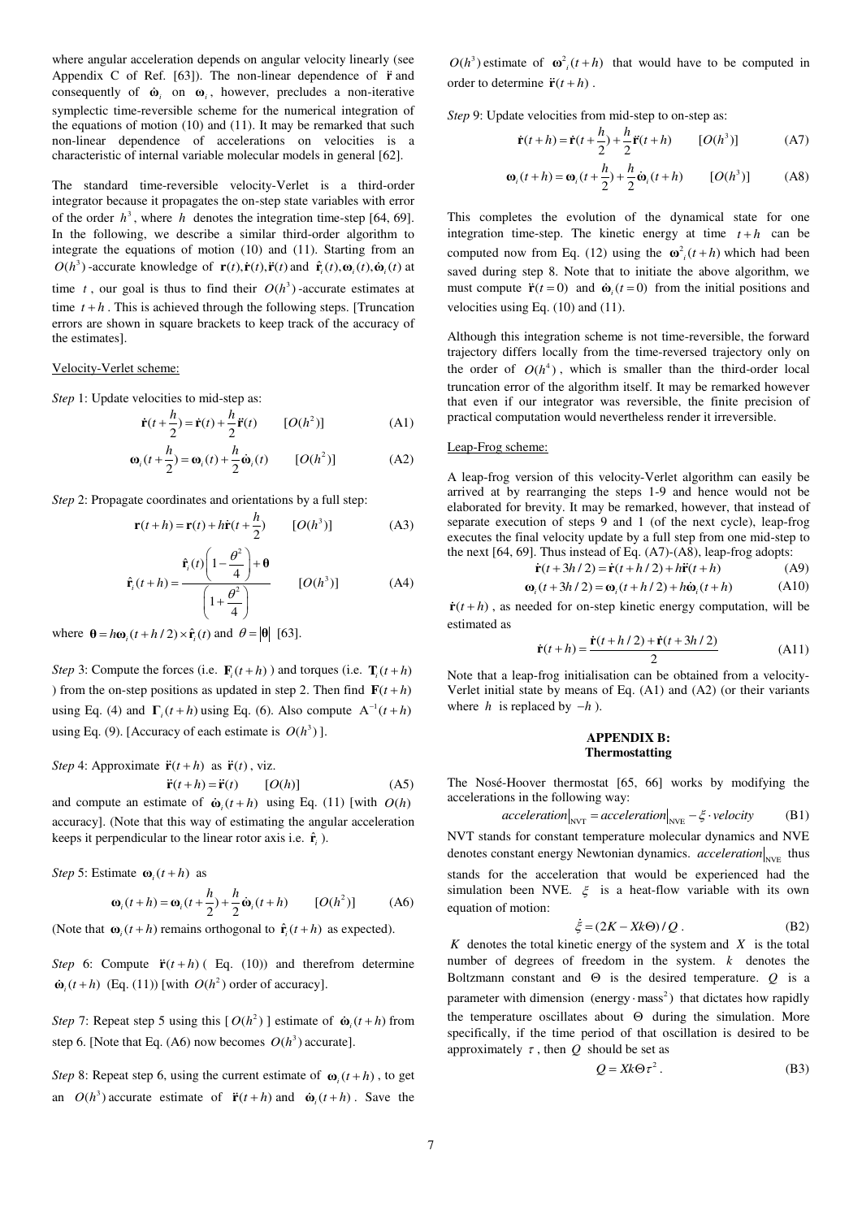where angular acceleration depends on angular velocity linearly (see Appendix C of Ref. [63]). The non-linear dependence of $\ddot{\mathbf{r}}$ and consequently of $\dot{\boldsymbol{\omega}}_i$ on $\boldsymbol{\omega}_i$, however, precludes a non-iterative symplectic time-reversible scheme for the numerical integration of the equations of motion (10) and (11). It may be remarked that such non-linear dependence of accelerations on velocities is a characteristic of internal variable molecular models in general [62].

The standard time-reversible velocity-Verlet is a third-order integrator because it propagates the on-step state variables with error of the order $h^3$, where $h$ denotes the integration time-step [64, 69]. In the following, we describe a similar third-order algorithm to integrate the equations of motion (10) and (11). Starting from an $O(h^3)$-accurate knowledge of $\mathbf{r}(t), \dot{\mathbf{r}}(t), \ddot{\mathbf{r}}(t)$ and $\hat{\mathbf{r}}_i(t), \boldsymbol{\omega}_i(t), \dot{\boldsymbol{\omega}}_i(t)$ at time $t$, our goal is thus to find their $O(h^3)$-accurate estimates at time $t+h$. This is achieved through the following steps. [Truncation errors are shown in square brackets to keep track of the accuracy of the estimates].

Velocity-Verlet scheme:

*Step* 1: Update velocities to mid-step as:

$$\dot{\mathbf{r}}(t+\frac{h}{2}) = \dot{\mathbf{r}}(t) + \frac{h}{2}\ddot{\mathbf{r}}(t) \qquad [O(h^2)] \tag{A1}$$

$$\boldsymbol{\omega}_i(t+\frac{h}{2}) = \boldsymbol{\omega}_i(t) + \frac{h}{2}\dot{\boldsymbol{\omega}}_i(t) \qquad [O(h^2)] \tag{A2}$$

*Step* 2: Propagate coordinates and orientations by a full step:

$$\mathbf{r}(t+h) = \mathbf{r}(t) + h\dot{\mathbf{r}}(t+\frac{h}{2}) \qquad [O(h^3)] \tag{A3}$$

$$\hat{\mathbf{r}}_i(t+h) = \frac{\hat{\mathbf{r}}_i(t)\left(1-\dfrac{\theta^2}{4}\right)+\boldsymbol{\theta}}{\left(1+\dfrac{\theta^2}{4}\right)} \qquad [O(h^3)] \tag{A4}$$

where $\boldsymbol{\theta} = h\boldsymbol{\omega}_i(t+h/2)\times\hat{\mathbf{r}}_i(t)$ and $\theta = |\boldsymbol{\theta}|$ [63].

*Step* 3: Compute the forces (i.e. $\mathbf{F}_i(t+h)$) and torques (i.e. $\mathbf{T}_i(t+h)$) from the on-step positions as updated in step 2. Then find $\mathbf{F}(t+h)$ using Eq. (4) and $\boldsymbol{\Gamma}_i(t+h)$ using Eq. (6). Also compute $\mathrm{A}^{-1}(t+h)$ using Eq. (9). [Accuracy of each estimate is $O(h^3)$].

*Step* 4: Approximate $\ddot{\mathbf{r}}(t+h)$ as $\ddot{\mathbf{r}}(t)$, viz.

$$\ddot{\mathbf{r}}(t+h) = \ddot{\mathbf{r}}(t) \qquad [O(h)] \tag{A5}$$

and compute an estimate of $\dot{\boldsymbol{\omega}}_i(t+h)$ using Eq. (11) [with $O(h)$ accuracy]. (Note that this way of estimating the angular acceleration keeps it perpendicular to the linear rotor axis i.e. $\hat{\mathbf{r}}_i$).

*Step* 5: Estimate $\boldsymbol{\omega}_i(t+h)$ as

$$\boldsymbol{\omega}_i(t+h) = \boldsymbol{\omega}_i(t+\frac{h}{2}) + \frac{h}{2}\dot{\boldsymbol{\omega}}_i(t+h) \qquad [O(h^2)] \tag{A6}$$

(Note that $\boldsymbol{\omega}_i(t+h)$ remains orthogonal to $\hat{\mathbf{r}}_i(t+h)$ as expected).

*Step* 6: Compute $\ddot{\mathbf{r}}(t+h)$ ( Eq. (10)) and therefrom determine $\dot{\boldsymbol{\omega}}_i(t+h)$ (Eq. (11)) [with $O(h^2)$ order of accuracy].

*Step* 7: Repeat step 5 using this [$O(h^2)$] estimate of $\dot{\boldsymbol{\omega}}_i(t+h)$ from step 6. [Note that Eq. (A6) now becomes $O(h^3)$ accurate].

*Step* 8: Repeat step 6, using the current estimate of $\boldsymbol{\omega}_i(t+h)$, to get an $O(h^3)$ accurate estimate of $\ddot{\mathbf{r}}(t+h)$ and $\dot{\boldsymbol{\omega}}_i(t+h)$. Save the $O(h^3)$ estimate of $\boldsymbol{\omega}^2_i(t+h)$ that would have to be computed in order to determine $\ddot{\mathbf{r}}(t+h)$.

*Step* 9: Update velocities from mid-step to on-step as:

$$\dot{\mathbf{r}}(t+h) = \dot{\mathbf{r}}(t+\frac{h}{2}) + \frac{h}{2}\ddot{\mathbf{r}}(t+h) \qquad [O(h^3)] \tag{A7}$$

$$\boldsymbol{\omega}_i(t+h) = \boldsymbol{\omega}_i(t+\frac{h}{2}) + \frac{h}{2}\dot{\boldsymbol{\omega}}_i(t+h) \qquad [O(h^3)] \tag{A8}$$

This completes the evolution of the dynamical state for one integration time-step. The kinetic energy at time $t+h$ can be computed now from Eq. (12) using the $\boldsymbol{\omega}^2_i(t+h)$ which had been saved during step 8. Note that to initiate the above algorithm, we must compute $\ddot{\mathbf{r}}(t=0)$ and $\dot{\boldsymbol{\omega}}_i(t=0)$ from the initial positions and velocities using Eq. (10) and (11).

Although this integration scheme is not time-reversible, the forward trajectory differs locally from the time-reversed trajectory only on the order of $O(h^4)$, which is smaller than the third-order local truncation error of the algorithm itself. It may be remarked however that even if our integrator was reversible, the finite precision of practical computation would nevertheless render it irreversible.

Leap-Frog scheme:

A leap-frog version of this velocity-Verlet algorithm can easily be arrived at by rearranging the steps 1-9 and hence would not be elaborated for brevity. It may be remarked, however, that instead of separate execution of steps 9 and 1 (of the next cycle), leap-frog executes the final velocity update by a full step from one mid-step to the next [64, 69]. Thus instead of Eq. (A7)-(A8), leap-frog adopts:

$$\dot{\mathbf{r}}(t+3h/2) = \dot{\mathbf{r}}(t+h/2) + h\ddot{\mathbf{r}}(t+h) \tag{A9}$$

$$\boldsymbol{\omega}_i(t+3h/2) = \boldsymbol{\omega}_i(t+h/2) + h\dot{\boldsymbol{\omega}}_i(t+h) \tag{A10}$$

$\dot{\mathbf{r}}(t+h)$, as needed for on-step kinetic energy computation, will be estimated as

$$\dot{\mathbf{r}}(t+h) = \frac{\dot{\mathbf{r}}(t+h/2)+\dot{\mathbf{r}}(t+3h/2)}{2} \tag{A11}$$

Note that a leap-frog initialisation can be obtained from a velocity-Verlet initial state by means of Eq. (A1) and (A2) (or their variants where $h$ is replaced by $-h$).

## APPENDIX B: Thermostatting

The Nosé-Hoover thermostat [65, 66] works by modifying the accelerations in the following way:

$$acceleration\big|_{\mathrm{NVT}} = acceleration\big|_{\mathrm{NVE}} - \xi \cdot velocity \tag{B1}$$

NVT stands for constant temperature molecular dynamics and NVE denotes constant energy Newtonian dynamics. $acceleration\big|_{\mathrm{NVE}}$ thus stands for the acceleration that would be experienced had the simulation been NVE. $\xi$ is a heat-flow variable with its own equation of motion:

$$\dot{\xi} = (2K - Xk\Theta)/Q\,. \tag{B2}$$

$K$ denotes the total kinetic energy of the system and $X$ is the total number of degrees of freedom in the system. $k$ denotes the Boltzmann constant and $\Theta$ is the desired temperature. $Q$ is a parameter with dimension $(\mathrm{energy}\cdot\mathrm{mass}^2)$ that dictates how rapidly the temperature oscillates about $\Theta$ during the simulation. More specifically, if the time period of that oscillation is desired to be approximately $\tau$, then $Q$ should be set as

$$Q = Xk\Theta\tau^2\,. \tag{B3}$$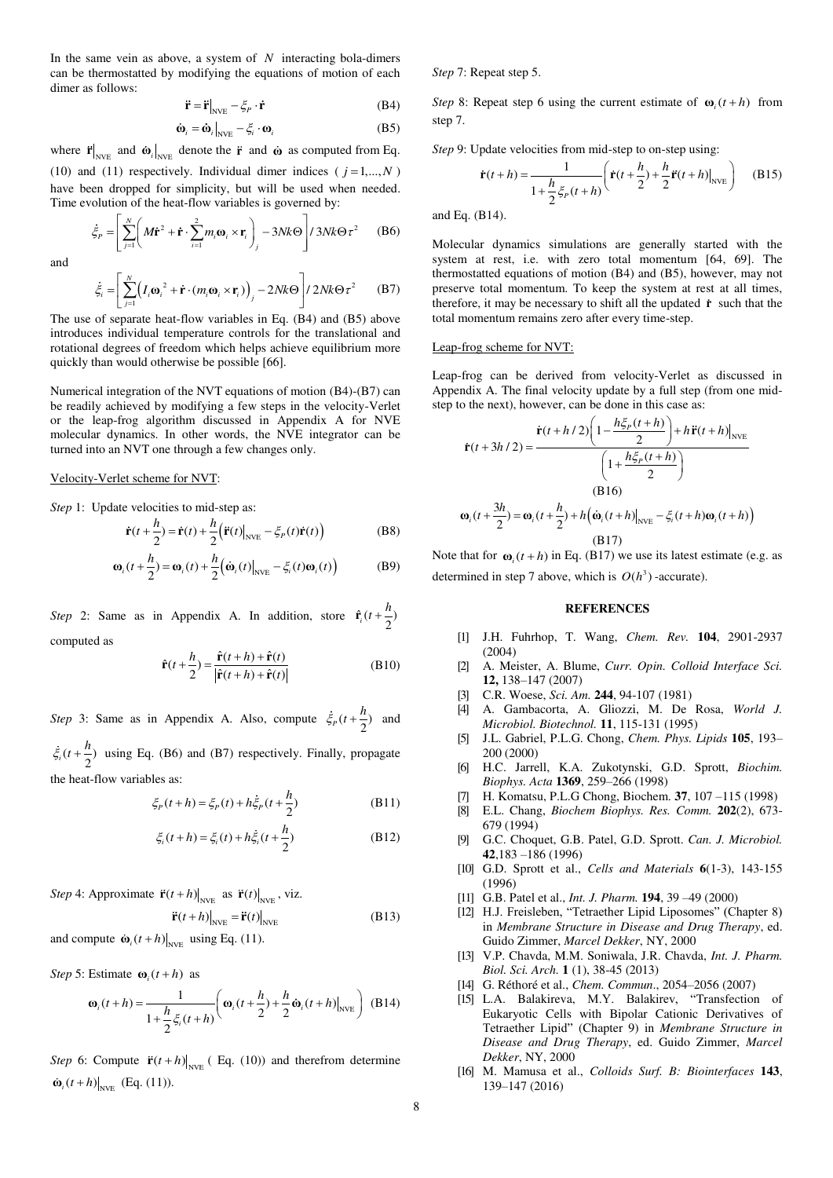In the same vein as above, a system of $N$ interacting bola-dimers can be thermostatted by modifying the equations of motion of each dimer as follows:

$$\ddot{\mathbf{r}} = \ddot{\mathbf{r}}\big|_{\text{NVE}} - \xi_P \cdot \dot{\mathbf{r}} \tag{B4}$$

$$\dot{\boldsymbol{\omega}}_i = \dot{\boldsymbol{\omega}}_i\big|_{\text{NVE}} - \xi_i \cdot \boldsymbol{\omega}_i \tag{B5}$$

where $\ddot{\mathbf{r}}\big|_{\text{NVE}}$ and $\dot{\boldsymbol{\omega}}_i\big|_{\text{NVE}}$ denote the $\ddot{\mathbf{r}}$ and $\dot{\boldsymbol{\omega}}$ as computed from Eq. (10) and (11) respectively. Individual dimer indices ( $j = 1,...,N$ ) have been dropped for simplicity, but will be used when needed. Time evolution of the heat-flow variables is governed by:

$$\dot{\xi}_P = \left[ \sum_{j=1}^{N} \left( M\dot{\mathbf{r}}^2 + \dot{\mathbf{r}} \cdot \sum_{i=1}^{2} m_i \boldsymbol{\omega}_i \times \mathbf{r}_i \right)_j - 3Nk\Theta \right] / \, 3Nk\Theta\tau^2 \tag{B6}$$

and

$$\dot{\xi}_i = \left[ \sum_{j=1}^{N} \left( I_i \boldsymbol{\omega}_i^{\,2} + \dot{\mathbf{r}} \cdot (m_i \boldsymbol{\omega}_i \times \mathbf{r}_i) \right)_j - 2Nk\Theta \right] / \, 2Nk\Theta\tau^2 \tag{B7}$$

The use of separate heat-flow variables in Eq. (B4) and (B5) above introduces individual temperature controls for the translational and rotational degrees of freedom which helps achieve equilibrium more quickly than would otherwise be possible [66].

Numerical integration of the NVT equations of motion (B4)-(B7) can be readily achieved by modifying a few steps in the velocity-Verlet or the leap-frog algorithm discussed in Appendix A for NVE molecular dynamics. In other words, the NVE integrator can be turned into an NVT one through a few changes only.

Velocity-Verlet scheme for NVT:

*Step* 1: Update velocities to mid-step as:

$$\dot{\mathbf{r}}(t + \frac{h}{2}) = \dot{\mathbf{r}}(t) + \frac{h}{2}\left( \ddot{\mathbf{r}}(t)\big|_{\text{NVE}} - \xi_P(t)\dot{\mathbf{r}}(t) \right) \tag{B8}$$

$$\boldsymbol{\omega}_i(t + \frac{h}{2}) = \boldsymbol{\omega}_i(t) + \frac{h}{2}\left( \dot{\boldsymbol{\omega}}_i(t)\big|_{\text{NVE}} - \xi_i(t)\boldsymbol{\omega}_i(t) \right) \tag{B9}$$

*Step* 2: Same as in Appendix A. In addition, store $\hat{\mathbf{r}}_i(t + \frac{h}{2})$ computed as

$$\hat{\mathbf{r}}(t + \frac{h}{2}) = \frac{\hat{\mathbf{r}}(t+h) + \hat{\mathbf{r}}(t)}{\left| \hat{\mathbf{r}}(t+h) + \hat{\mathbf{r}}(t) \right|} \tag{B10}$$

*Step* 3: Same as in Appendix A. Also, compute $\dot{\xi}_P(t + \frac{h}{2})$ and $\dot{\xi}_i(t + \frac{h}{2})$ using Eq. (B6) and (B7) respectively. Finally, propagate the heat-flow variables as:

$$\xi_P(t+h) = \xi_P(t) + h\dot{\xi}_P(t + \frac{h}{2}) \tag{B11}$$

$$\xi_i(t+h) = \xi_i(t) + h\dot{\xi}_i(t + \frac{h}{2}) \tag{B12}$$

*Step* 4: Approximate $\ddot{\mathbf{r}}(t+h)\big|_{\text{NVE}}$ as $\ddot{\mathbf{r}}(t)\big|_{\text{NVE}}$, viz.

$$\ddot{\mathbf{r}}(t+h)\big|_{\text{NVE}} = \ddot{\mathbf{r}}(t)\big|_{\text{NVE}} \tag{B13}$$

and compute $\dot{\boldsymbol{\omega}}_i(t+h)\big|_{\text{NVE}}$ using Eq. (11).

*Step* 5: Estimate $\boldsymbol{\omega}_i(t+h)$ as

$$\boldsymbol{\omega}_i(t+h) = \frac{1}{1 + \frac{h}{2}\xi_i(t+h)} \left( \boldsymbol{\omega}_i(t + \frac{h}{2}) + \frac{h}{2}\dot{\boldsymbol{\omega}}_i(t+h)\big|_{\text{NVE}} \right) \tag{B14}$$

*Step* 6: Compute $\ddot{\mathbf{r}}(t+h)\big|_{\text{NVE}}$ ( Eq. (10)) and therefrom determine $\dot{\boldsymbol{\omega}}_i(t+h)\big|_{\text{NVE}}$ (Eq. (11)).

*Step* 7: Repeat step 5.

*Step* 8: Repeat step 6 using the current estimate of $\boldsymbol{\omega}_i(t+h)$ from step 7.

*Step* 9: Update velocities from mid-step to on-step using:

$$\dot{\mathbf{r}}(t+h) = \frac{1}{1 + \frac{h}{2}\xi_P(t+h)} \left( \dot{\mathbf{r}}(t + \frac{h}{2}) + \frac{h}{2}\ddot{\mathbf{r}}(t+h)\big|_{\text{NVE}} \right) \tag{B15}$$

and Eq. (B14).

Molecular dynamics simulations are generally started with the system at rest, i.e. with zero total momentum [64, 69]. The thermostatted equations of motion (B4) and (B5), however, may not preserve total momentum. To keep the system at rest at all times, therefore, it may be necessary to shift all the updated $\dot{\mathbf{r}}$ such that the total momentum remains zero after every time-step.

Leap-frog scheme for NVT:

Leap-frog can be derived from velocity-Verlet as discussed in Appendix A. The final velocity update by a full step (from one mid-step to the next), however, can be done in this case as:

$$\dot{\mathbf{r}}(t + 3h/2) = \frac{\dot{\mathbf{r}}(t + h/2)\left(1 - \frac{h\xi_P(t+h)}{2}\right) + h\ddot{\mathbf{r}}(t+h)\big|_{\text{NVE}}}{\left(1 + \frac{h\xi_P(t+h)}{2}\right)} \tag{B16}$$

$$\boldsymbol{\omega}_i(t + \frac{3h}{2}) = \boldsymbol{\omega}_i(t + \frac{h}{2}) + h\left( \dot{\boldsymbol{\omega}}_i(t+h)\big|_{\text{NVE}} - \xi_i(t+h)\boldsymbol{\omega}_i(t+h) \right) \tag{B17}$$

Note that for $\boldsymbol{\omega}_i(t+h)$ in Eq. (B17) we use its latest estimate (e.g. as determined in step 7 above, which is $O(h^3)$ -accurate).

## REFERENCES

[1] J.H. Fuhrhop, T. Wang, *Chem. Rev.* **104**, 2901-2937 (2004)

[2] A. Meister, A. Blume, *Curr. Opin. Colloid Interface Sci.* **12,** 138–147 (2007)

[3] C.R. Woese, *Sci. Am.* **244**, 94-107 (1981)

[4] A. Gambacorta, A. Gliozzi, M. De Rosa, *World J. Microbiol. Biotechnol.* **11**, 115-131 (1995)

[5] J.L. Gabriel, P.L.G. Chong, *Chem. Phys. Lipids* **105**, 193–200 (2000)

[6] H.C. Jarrell, K.A. Zukotynski, G.D. Sprott, *Biochim. Biophys. Acta* **1369**, 259–266 (1998)

[7] H. Komatsu, P.L.G Chong, Biochem. **37**, 107 –115 (1998)

[8] E.L. Chang, *Biochem Biophys. Res. Comm.* **202**(2), 673-679 (1994)

[9] G.C. Choquet, G.B. Patel, G.D. Sprott. *Can. J. Microbiol.* **42**,183 –186 (1996)

[10] G.D. Sprott et al., *Cells and Materials* **6**(1-3), 143-155 (1996)

[11] G.B. Patel et al., *Int. J. Pharm.* **194**, 39 –49 (2000)

[12] H.J. Freisleben, "Tetraether Lipid Liposomes" (Chapter 8) in *Membrane Structure in Disease and Drug Therapy*, ed. Guido Zimmer, *Marcel Dekker*, NY, 2000

[13] V.P. Chavda, M.M. Soniwala, J.R. Chavda, *Int. J. Pharm. Biol. Sci. Arch.* **1** (1), 38-45 (2013)

[14] G. Réthoré et al., *Chem. Commun*., 2054–2056 (2007)

[15] L.A. Balakireva, M.Y. Balakirev, "Transfection of Eukaryotic Cells with Bipolar Cationic Derivatives of Tetraether Lipid" (Chapter 9) in *Membrane Structure in Disease and Drug Therapy*, ed. Guido Zimmer, *Marcel Dekker*, NY, 2000

[16] M. Mamusa et al., *Colloids Surf. B: Biointerfaces* **143**, 139–147 (2016)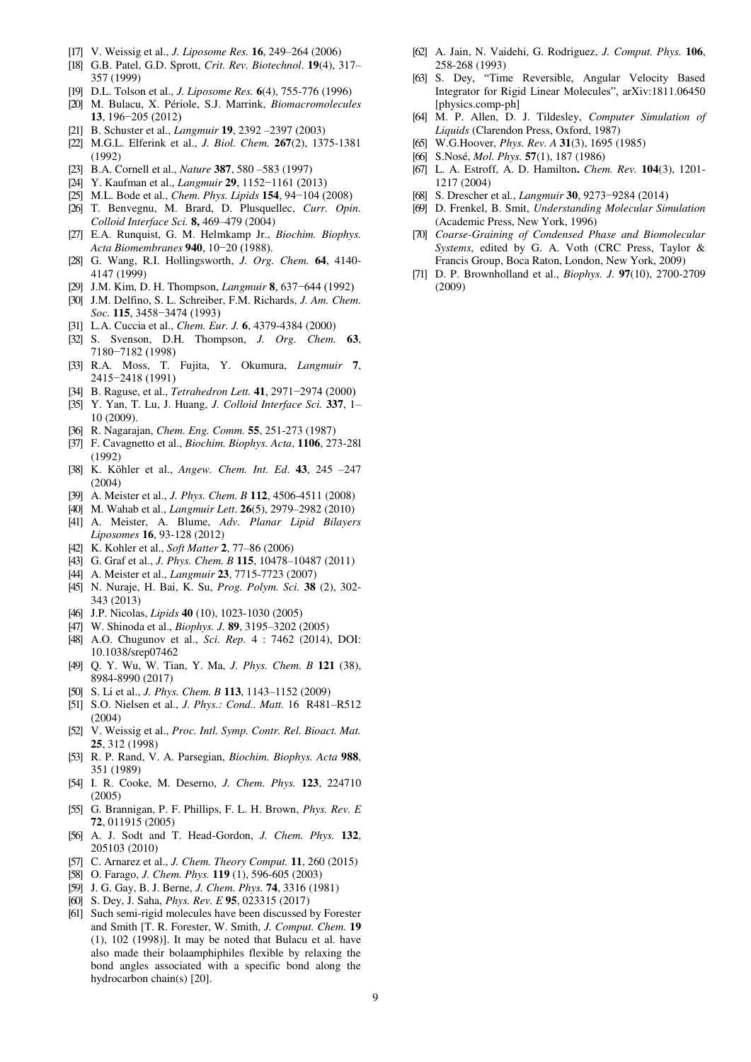[17] V. Weissig et al., *J. Liposome Res.* **16**, 249–264 (2006)

[18] G.B. Patel, G.D. Sprott, *Crit. Rev. Biotechnol*. **19**(4), 317–357 (1999)

[19] D.L. Tolson et al., *J. Liposome Res.* **6**(4), 755-776 (1996)

[20] M. Bulacu, X. Périole, S.J. Marrink, *Biomacromolecules* **13**, 196−205 (2012)

[21] B. Schuster et al., *Langmuir* **19**, 2392 –2397 (2003)

[22] M.G.L. Elferink et al., *J. Biol. Chem.* **267**(2), 1375-1381 (1992)

[23] B.A. Cornell et al., *Nature* **387**, 580 –583 (1997)

[24] Y. Kaufman et al., *Langmuir* **29**, 1152−1161 (2013)

[25] M.L. Bode et al., *Chem. Phys. Lipids* **154**, 94−104 (2008)

[26] T. Benvegnu, M. Brard, D. Plusquellec, *Curr. Opin. Colloid Interface Sci.* **8,** 469–479 (2004)

[27] E.A. Runquist, G. M. Helmkamp Jr., *Biochim. Biophys. Acta Biomembranes* **940**, 10−20 (1988).

[28] G. Wang, R.I. Hollingsworth, *J. Org. Chem.* **64**, 4140-4147 (1999)

[29] J.M. Kim, D. H. Thompson, *Langmuir* **8**, 637−644 (1992)

[30] J.M. Delfino, S. L. Schreiber, F.M. Richards, *J. Am. Chem. Soc.* **115**, 3458−3474 (1993)

[31] L.A. Cuccia et al., *Chem. Eur. J.* **6**, 4379-4384 (2000)

[32] S. Svenson, D.H. Thompson, *J. Org. Chem.* **63**, 7180−7182 (1998)

[33] R.A. Moss, T. Fujita, Y. Okumura, *Langmuir* **7**, 2415−2418 (1991)

[34] B. Raguse, et al., *Tetrahedron Lett.* **41**, 2971−2974 (2000)

[35] Y. Yan, T. Lu, J. Huang, *J. Colloid Interface Sci.* **337**, 1–10 (2009).

[36] R. Nagarajan, *Chem. Eng. Comm.* **55**, 251-273 (1987)

[37] F. Cavagnetto et al., *Biochim. Biophys. Acta*, **1106**, 273-28l (1992)

[38] K. Köhler et al., *Angew. Chem. Int. Ed*. **43**, 245 –247 (2004)

[39] A. Meister et al., *J. Phys. Chem. B* **112**, 4506-4511 (2008)

[40] M. Wahab et al., *Langmuir Lett*. **26**(5), 2979–2982 (2010)

[41] A. Meister, A. Blume, *Adv. Planar Lipid Bilayers Liposomes* **16**, 93-128 (2012)

[42] K. Kohler et al., *Soft Matter* **2**, 77–86 (2006)

[43] G. Graf et al., *J. Phys. Chem. B* **115**, 10478–10487 (2011)

[44] A. Meister et al., *Langmuir* **23**, 7715-7723 (2007)

[45] N. Nuraje, H. Bai, K. Su, *Prog. Polym. Sci.* **38** (2), 302-343 (2013)

[46] J.P. Nicolas, *Lipids* **40** (10), 1023-1030 (2005)

[47] W. Shinoda et al., *Biophys. J.* **89**, 3195–3202 (2005)

[48] A.O. Chugunov et al., *Sci. Rep*. 4 : 7462 (2014), DOI: 10.1038/srep07462

[49] Q. Y. Wu, W. Tian, Y. Ma, *J. Phys. Chem. B* **121** (38), 8984-8990 (2017)

[50] S. Li et al., *J. Phys. Chem. B* **113**, 1143–1152 (2009)

[51] S.O. Nielsen et al., *J. Phys.: Cond.. Matt.* 16 R481–R512 (2004)

[52] V. Weissig et al., *Proc. Intl. Symp. Contr. Rel. Bioact. Mat.* **25**, 312 (1998)

[53] R. P. Rand, V. A. Parsegian, *Biochim. Biophys. Acta* **988**, 351 (1989)

[54] I. R. Cooke, M. Deserno, *J. Chem. Phys.* **123**, 224710 (2005)

[55] G. Brannigan, P. F. Phillips, F. L. H. Brown, *Phys. Rev. E* **72**, 011915 (2005)

[56] A. J. Sodt and T. Head-Gordon, *J. Chem. Phys.* **132**, 205103 (2010)

[57] C. Arnarez et al., *J. Chem. Theory Comput.* **11**, 260 (2015)

[58] O. Farago, *J. Chem. Phys.* **119** (1), 596-605 (2003)

[59] J. G. Gay, B. J. Berne, *J. Chem. Phys.* **74**, 3316 (1981)

[60] S. Dey, J. Saha, *Phys. Rev. E* **95**, 023315 (2017)

[61] Such semi-rigid molecules have been discussed by Forester and Smith [T. R. Forester, W. Smith, *J. Comput. Chem.* **19** (1), 102 (1998)]. It may be noted that Bulacu et al. have also made their bolaamphiphiles flexible by relaxing the bond angles associated with a specific bond along the hydrocarbon chain(s) [20].

[62] A. Jain, N. Vaidehi, G. Rodriguez, *J. Comput. Phys.* **106**, 258-268 (1993)

[63] S. Dey, "Time Reversible, Angular Velocity Based Integrator for Rigid Linear Molecules", arXiv:1811.06450 [physics.comp-ph]

[64] M. P. Allen, D. J. Tildesley, *Computer Simulation of Liquids* (Clarendon Press, Oxford, 1987)

[65] W.G.Hoover, *Phys. Rev. A* **31**(3), 1695 (1985)

[66] S.Nosé, *Mol. Phys.* **57**(1), 187 (1986)

[67] L. A. Estroff, A. D. Hamilton**.** *Chem. Rev.* **104**(3), 1201-1217 (2004)

[68] S. Drescher et al., *Langmuir* **30**, 9273−9284 (2014)

[69] D. Frenkel, B. Smit, *Understanding Molecular Simulation* (Academic Press, New York, 1996)

[70] *Coarse-Graining of Condensed Phase and Biomolecular Systems*, edited by G. A. Voth (CRC Press, Taylor & Francis Group, Boca Raton, London, New York, 2009)

[71] D. P. Brownholland et al., *Biophys. J.* **97**(10), 2700-2709 (2009)